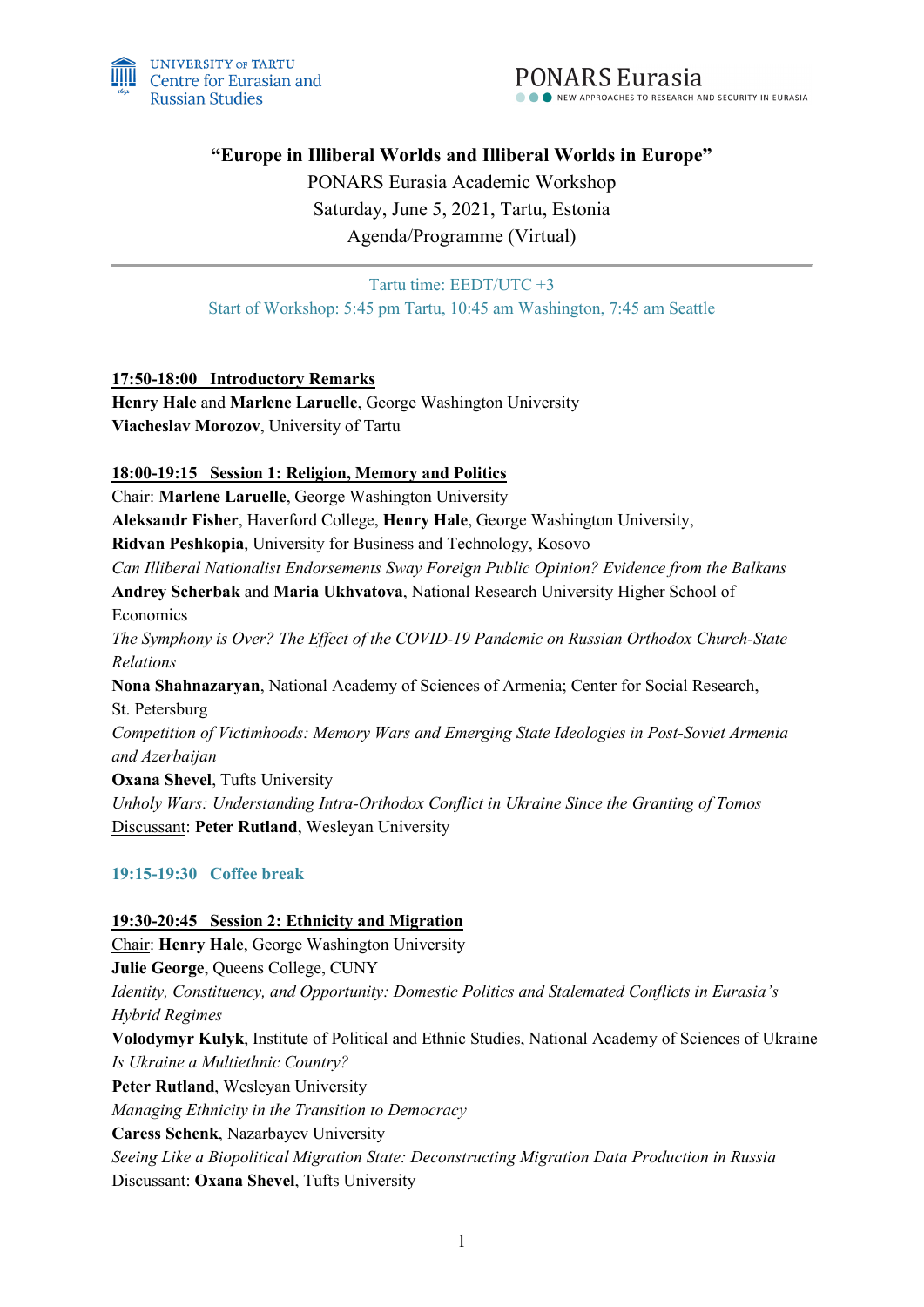University of Tartu Centre for Eurasian and Russian Studies

PONARS Eurasia — New Approaches to Research and Security in Eurasia

# "Europe in Illiberal Worlds and Illiberal Worlds in Europe"

PONARS Eurasia Academic Workshop
Saturday, June 5, 2021, Tartu, Estonia
Agenda/Programme (Virtual)

---

Tartu time: EEDT/UTC +3
Start of Workshop: 5:45 pm Tartu, 10:45 am Washington, 7:45 am Seattle

**17:50-18:00 Introductory Remarks**
**Henry Hale** and **Marlene Laruelle**, George Washington University
**Viacheslav Morozov**, University of Tartu

**18:00-19:15 Session 1: Religion, Memory and Politics**
Chair: **Marlene Laruelle**, George Washington University
**Aleksandr Fisher**, Haverford College, **Henry Hale**, George Washington University, **Ridvan Peshkopia**, University for Business and Technology, Kosovo
*Can Illiberal Nationalist Endorsements Sway Foreign Public Opinion? Evidence from the Balkans*
**Andrey Scherbak** and **Maria Ukhvatova**, National Research University Higher School of Economics
*The Symphony is Over? The Effect of the COVID-19 Pandemic on Russian Orthodox Church-State Relations*
**Nona Shahnazaryan**, National Academy of Sciences of Armenia; Center for Social Research, St. Petersburg
*Competition of Victimhoods: Memory Wars and Emerging State Ideologies in Post-Soviet Armenia and Azerbaijan*
**Oxana Shevel**, Tufts University
*Unholy Wars: Understanding Intra-Orthodox Conflict in Ukraine Since the Granting of Tomos*
Discussant: **Peter Rutland**, Wesleyan University

**19:15-19:30 Coffee break**

**19:30-20:45 Session 2: Ethnicity and Migration**
Chair: **Henry Hale**, George Washington University
**Julie George**, Queens College, CUNY
*Identity, Constituency, and Opportunity: Domestic Politics and Stalemated Conflicts in Eurasia's Hybrid Regimes*
**Volodymyr Kulyk**, Institute of Political and Ethnic Studies, National Academy of Sciences of Ukraine
*Is Ukraine a Multiethnic Country?*
**Peter Rutland**, Wesleyan University
*Managing Ethnicity in the Transition to Democracy*
**Caress Schenk**, Nazarbayev University
*Seeing Like a Biopolitical Migration State: Deconstructing Migration Data Production in Russia*
Discussant: **Oxana Shevel**, Tufts University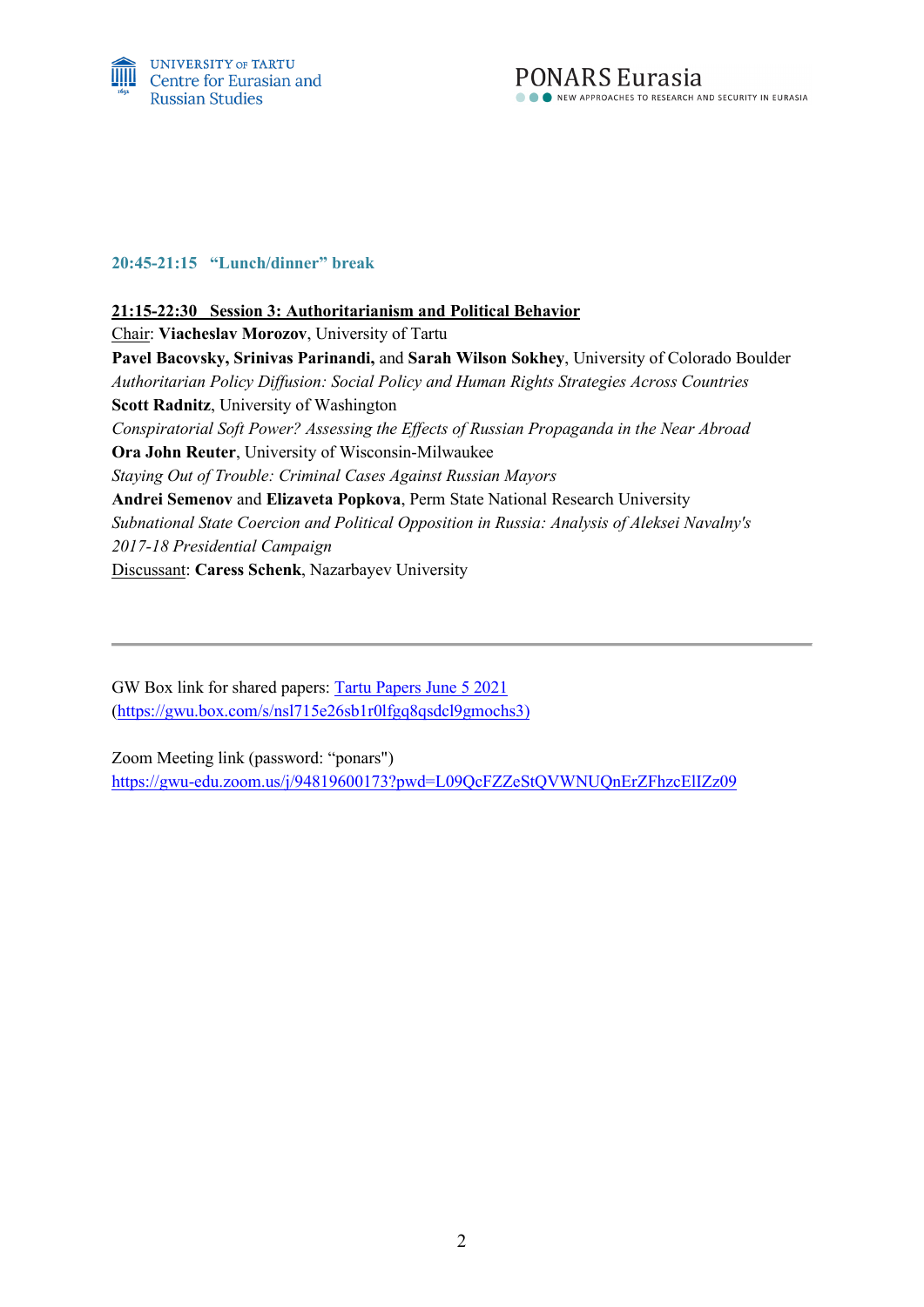**20:45-21:15 "Lunch/dinner" break**

**21:15-22:30 Session 3: Authoritarianism and Political Behavior**

Chair: **Viacheslav Morozov**, University of Tartu

**Pavel Bacovsky, Srinivas Parinandi,** and **Sarah Wilson Sokhey**, University of Colorado Boulder

*Authoritarian Policy Diffusion: Social Policy and Human Rights Strategies Across Countries*

**Scott Radnitz**, University of Washington

*Conspiratorial Soft Power? Assessing the Effects of Russian Propaganda in the Near Abroad*

**Ora John Reuter**, University of Wisconsin-Milwaukee

*Staying Out of Trouble: Criminal Cases Against Russian Mayors*

**Andrei Semenov** and **Elizaveta Popkova**, Perm State National Research University

*Subnational State Coercion and Political Opposition in Russia: Analysis of Aleksei Navalny's 2017-18 Presidential Campaign*

Discussant: **Caress Schenk**, Nazarbayev University

---

GW Box link for shared papers: [Tartu Papers June 5 2021](https://gwu.box.com/s/nsl715e26sb1r0lfgq8qsdcl9gmochs3)
(https://gwu.box.com/s/nsl715e26sb1r0lfgq8qsdcl9gmochs3)

Zoom Meeting link (password: "ponars")
https://gwu-edu.zoom.us/j/94819600173?pwd=L09QcFZZeStQVWNUQnErZFhzcElIZz09